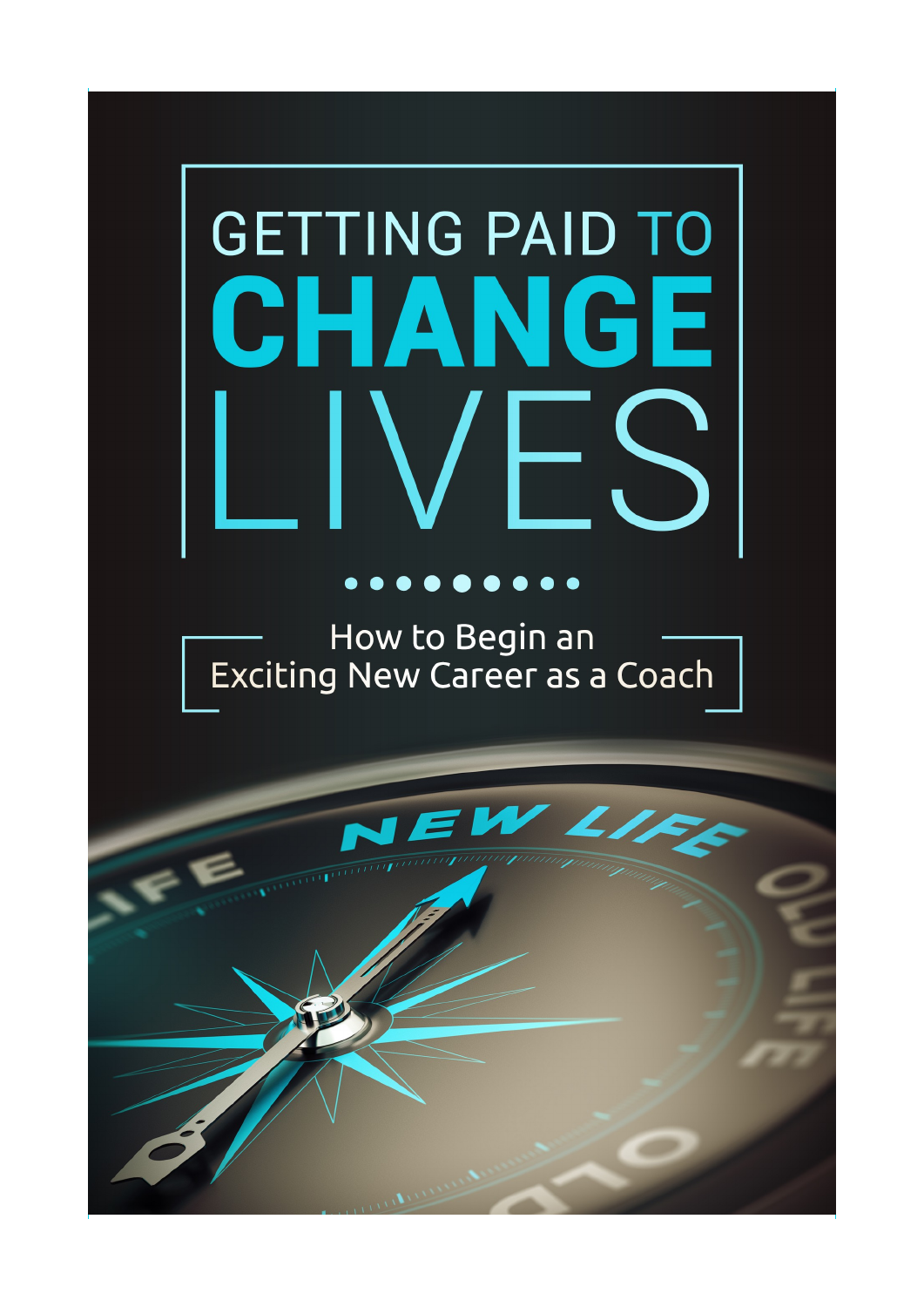# GETTING PAID TO CHANGE LIVES

## How to Begin an Exciting New Career as a Coach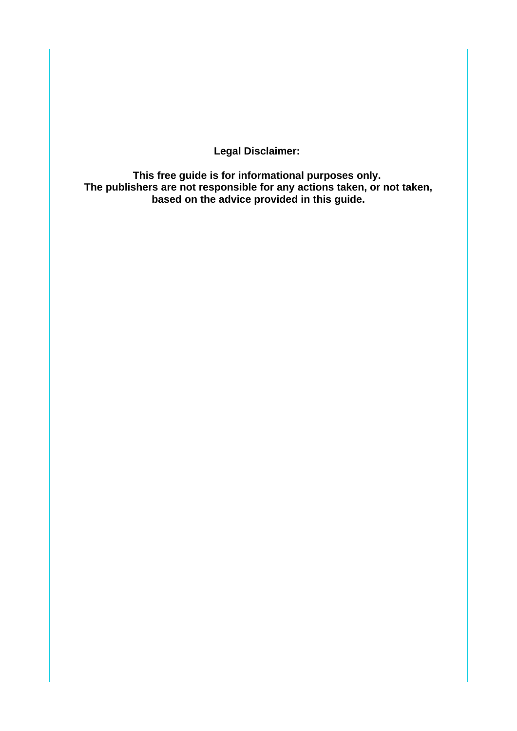**Legal Disclaimer:**

**This free guide is for informational purposes only.**
**The publishers are not responsible for any actions taken, or not taken, based on the advice provided in this guide.**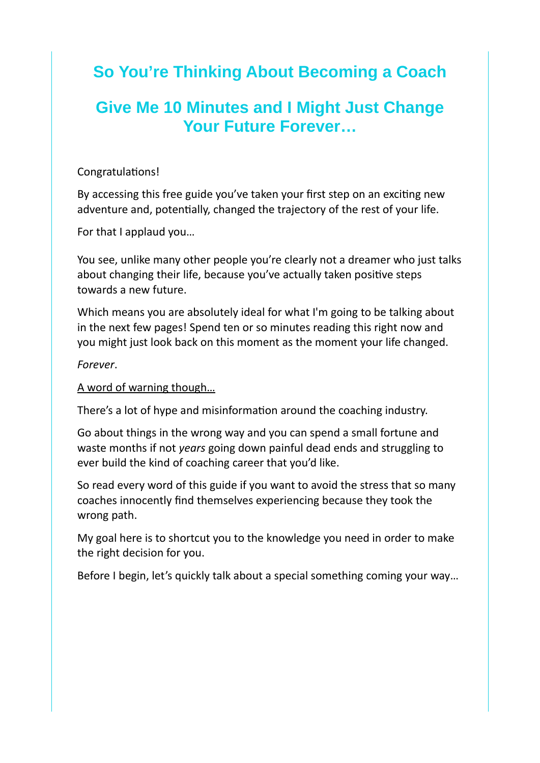# So You're Thinking About Becoming a Coach

## Give Me 10 Minutes and I Might Just Change Your Future Forever…

Congratulations!

By accessing this free guide you've taken your first step on an exciting new adventure and, potentially, changed the trajectory of the rest of your life.

For that I applaud you…

You see, unlike many other people you're clearly not a dreamer who just talks about changing their life, because you've actually taken positive steps towards a new future.

Which means you are absolutely ideal for what I'm going to be talking about in the next few pages! Spend ten or so minutes reading this right now and you might just look back on this moment as the moment your life changed.

*Forever*.

<u>A word of warning though…</u>

There's a lot of hype and misinformation around the coaching industry.

Go about things in the wrong way and you can spend a small fortune and waste months if not *years* going down painful dead ends and struggling to ever build the kind of coaching career that you'd like.

So read every word of this guide if you want to avoid the stress that so many coaches innocently find themselves experiencing because they took the wrong path.

My goal here is to shortcut you to the knowledge you need in order to make the right decision for you.

Before I begin, let's quickly talk about a special something coming your way…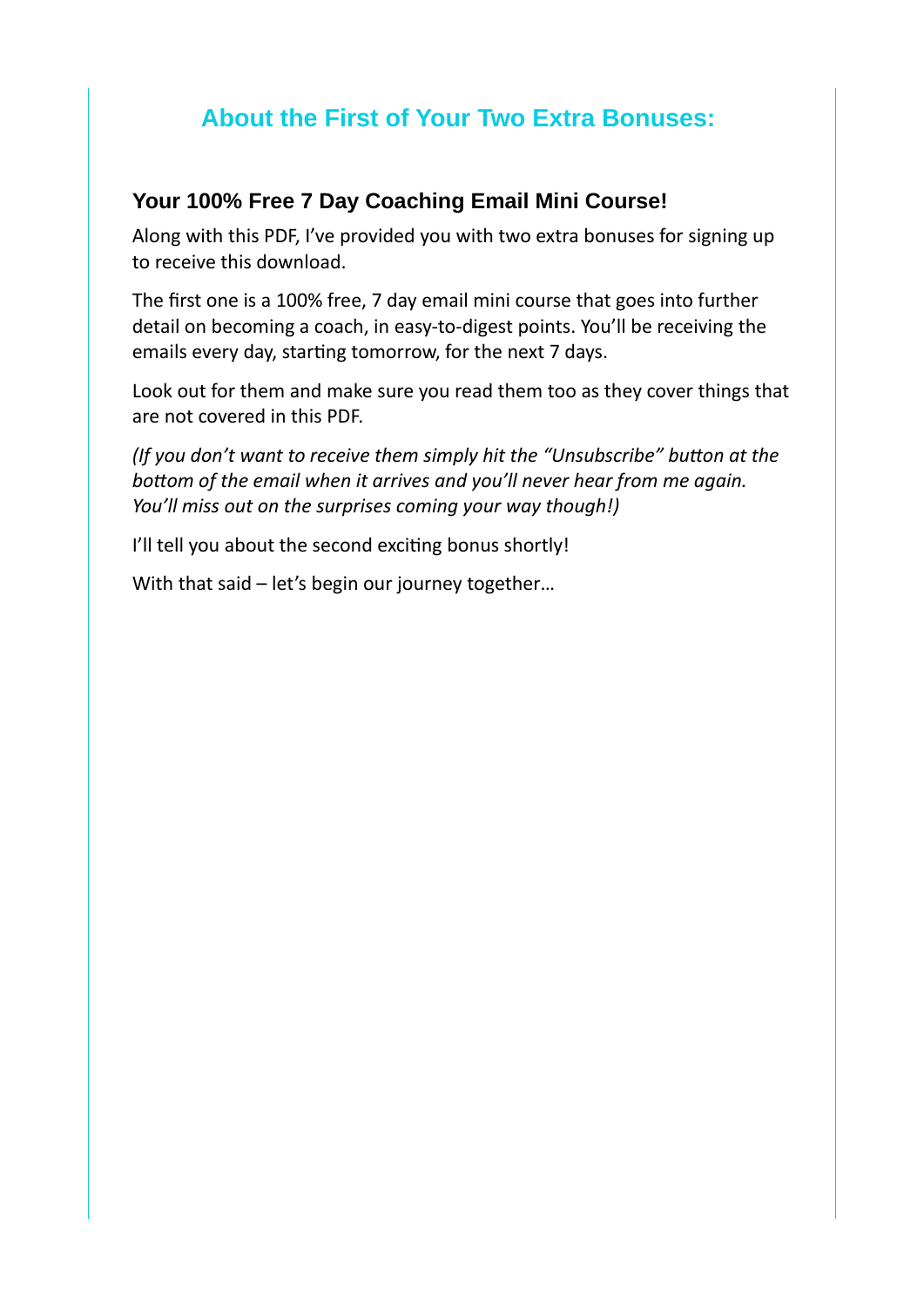## About the First of Your Two Extra Bonuses:

### Your 100% Free 7 Day Coaching Email Mini Course!

Along with this PDF, I've provided you with two extra bonuses for signing up to receive this download.

The first one is a 100% free, 7 day email mini course that goes into further detail on becoming a coach, in easy-to-digest points. You'll be receiving the emails every day, starting tomorrow, for the next 7 days.

Look out for them and make sure you read them too as they cover things that are not covered in this PDF.

*(If you don't want to receive them simply hit the "Unsubscribe" button at the bottom of the email when it arrives and you'll never hear from me again. You'll miss out on the surprises coming your way though!)*

I'll tell you about the second exciting bonus shortly!

With that said – let's begin our journey together…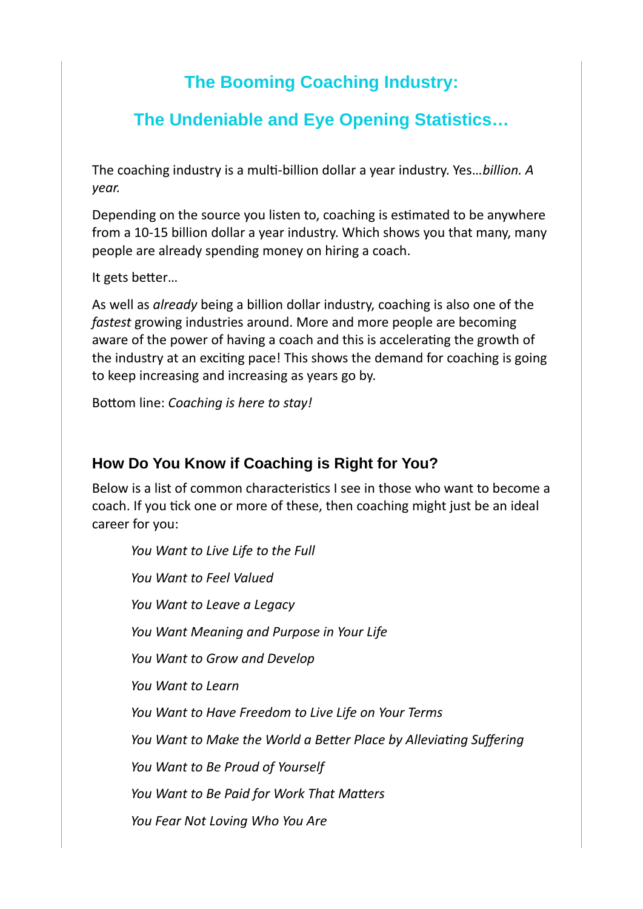## The Booming Coaching Industry:

## The Undeniable and Eye Opening Statistics…

The coaching industry is a multi-billion dollar a year industry. Yes…*billion. A year.*

Depending on the source you listen to, coaching is estimated to be anywhere from a 10-15 billion dollar a year industry. Which shows you that many, many people are already spending money on hiring a coach.

It gets better…

As well as *already* being a billion dollar industry, coaching is also one of the *fastest* growing industries around. More and more people are becoming aware of the power of having a coach and this is accelerating the growth of the industry at an exciting pace! This shows the demand for coaching is going to keep increasing and increasing as years go by.

Bottom line: *Coaching is here to stay!*

### How Do You Know if Coaching is Right for You?

Below is a list of common characteristics I see in those who want to become a coach. If you tick one or more of these, then coaching might just be an ideal career for you:

*You Want to Live Life to the Full*

*You Want to Feel Valued*

*You Want to Leave a Legacy*

*You Want Meaning and Purpose in Your Life*

*You Want to Grow and Develop*

*You Want to Learn*

*You Want to Have Freedom to Live Life on Your Terms*

*You Want to Make the World a Better Place by Alleviating Suffering*

*You Want to Be Proud of Yourself*

*You Want to Be Paid for Work That Matters*

*You Fear Not Loving Who You Are*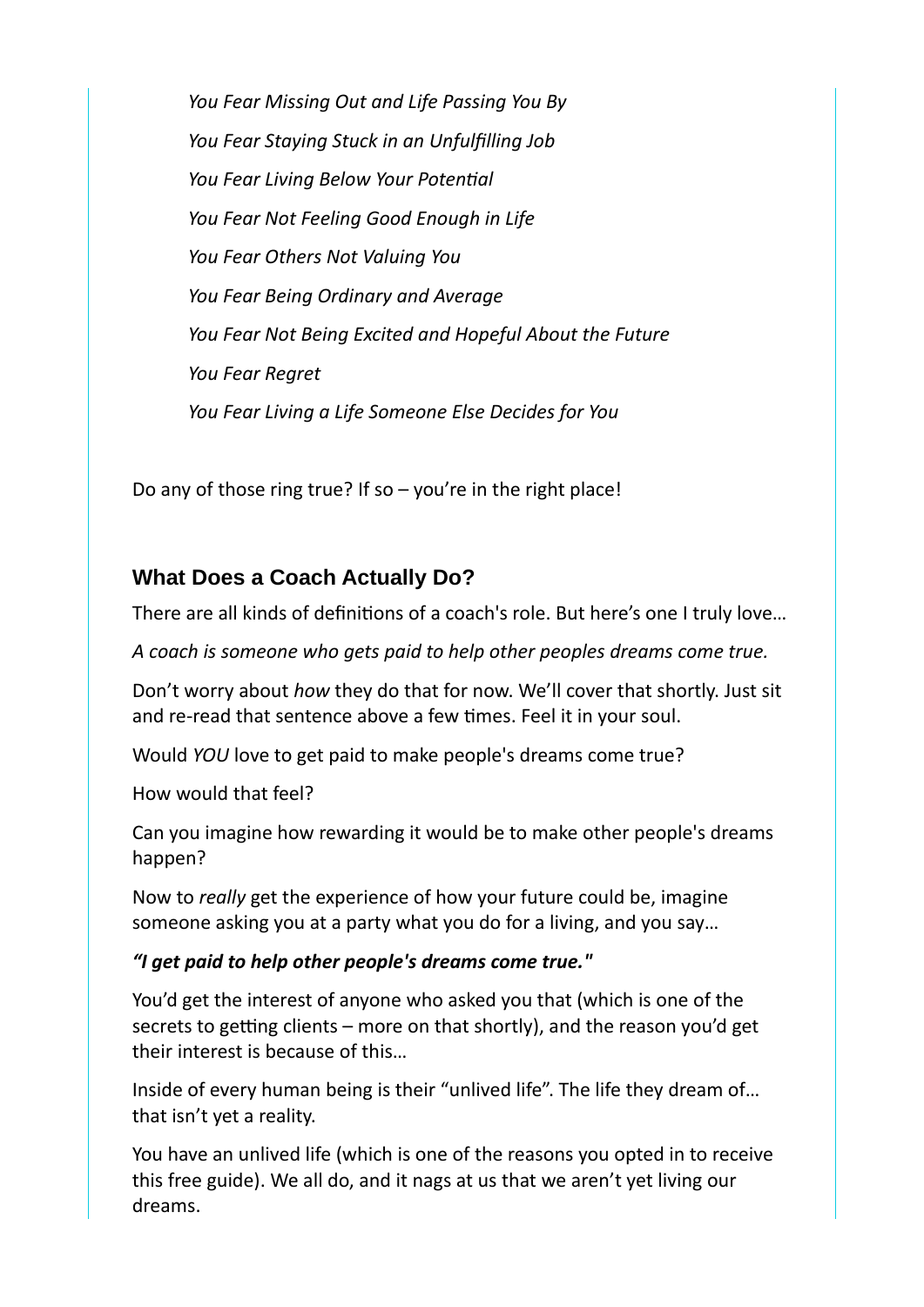*You Fear Missing Out and Life Passing You By*

*You Fear Staying Stuck in an Unfulfilling Job*

*You Fear Living Below Your Potential*

*You Fear Not Feeling Good Enough in Life*

*You Fear Others Not Valuing You*

*You Fear Being Ordinary and Average*

*You Fear Not Being Excited and Hopeful About the Future*

*You Fear Regret*

*You Fear Living a Life Someone Else Decides for You*

Do any of those ring true? If so – you're in the right place!

## What Does a Coach Actually Do?

There are all kinds of definitions of a coach's role. But here's one I truly love…

*A coach is someone who gets paid to help other peoples dreams come true.*

Don't worry about *how* they do that for now. We'll cover that shortly. Just sit and re-read that sentence above a few times. Feel it in your soul.

Would *YOU* love to get paid to make people's dreams come true?

How would that feel?

Can you imagine how rewarding it would be to make other people's dreams happen?

Now to *really* get the experience of how your future could be, imagine someone asking you at a party what you do for a living, and you say…

***"I get paid to help other people's dreams come true."***

You'd get the interest of anyone who asked you that (which is one of the secrets to getting clients – more on that shortly), and the reason you'd get their interest is because of this…

Inside of every human being is their "unlived life". The life they dream of… that isn't yet a reality.

You have an unlived life (which is one of the reasons you opted in to receive this free guide). We all do, and it nags at us that we aren't yet living our dreams.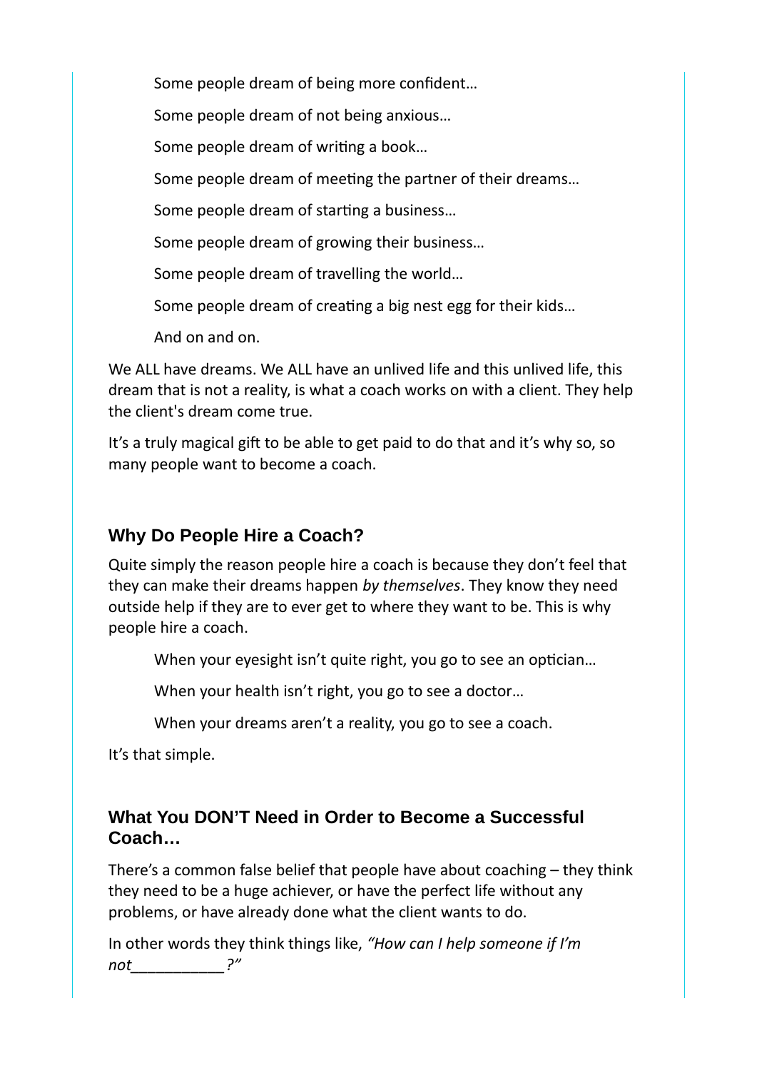Some people dream of being more confident…

Some people dream of not being anxious…

Some people dream of writing a book…

Some people dream of meeting the partner of their dreams…

Some people dream of starting a business…

Some people dream of growing their business…

Some people dream of travelling the world…

Some people dream of creating a big nest egg for their kids…

And on and on.

We ALL have dreams. We ALL have an unlived life and this unlived life, this dream that is not a reality, is what a coach works on with a client. They help the client's dream come true.

It's a truly magical gift to be able to get paid to do that and it's why so, so many people want to become a coach.

## Why Do People Hire a Coach?

Quite simply the reason people hire a coach is because they don't feel that they can make their dreams happen *by themselves*. They know they need outside help if they are to ever get to where they want to be. This is why people hire a coach.

When your eyesight isn't quite right, you go to see an optician…

When your health isn't right, you go to see a doctor…

When your dreams aren't a reality, you go to see a coach.

It's that simple.

## What You DON'T Need in Order to Become a Successful Coach…

There's a common false belief that people have about coaching – they think they need to be a huge achiever, or have the perfect life without any problems, or have already done what the client wants to do.

In other words they think things like, *"How can I help someone if I'm not___________?"*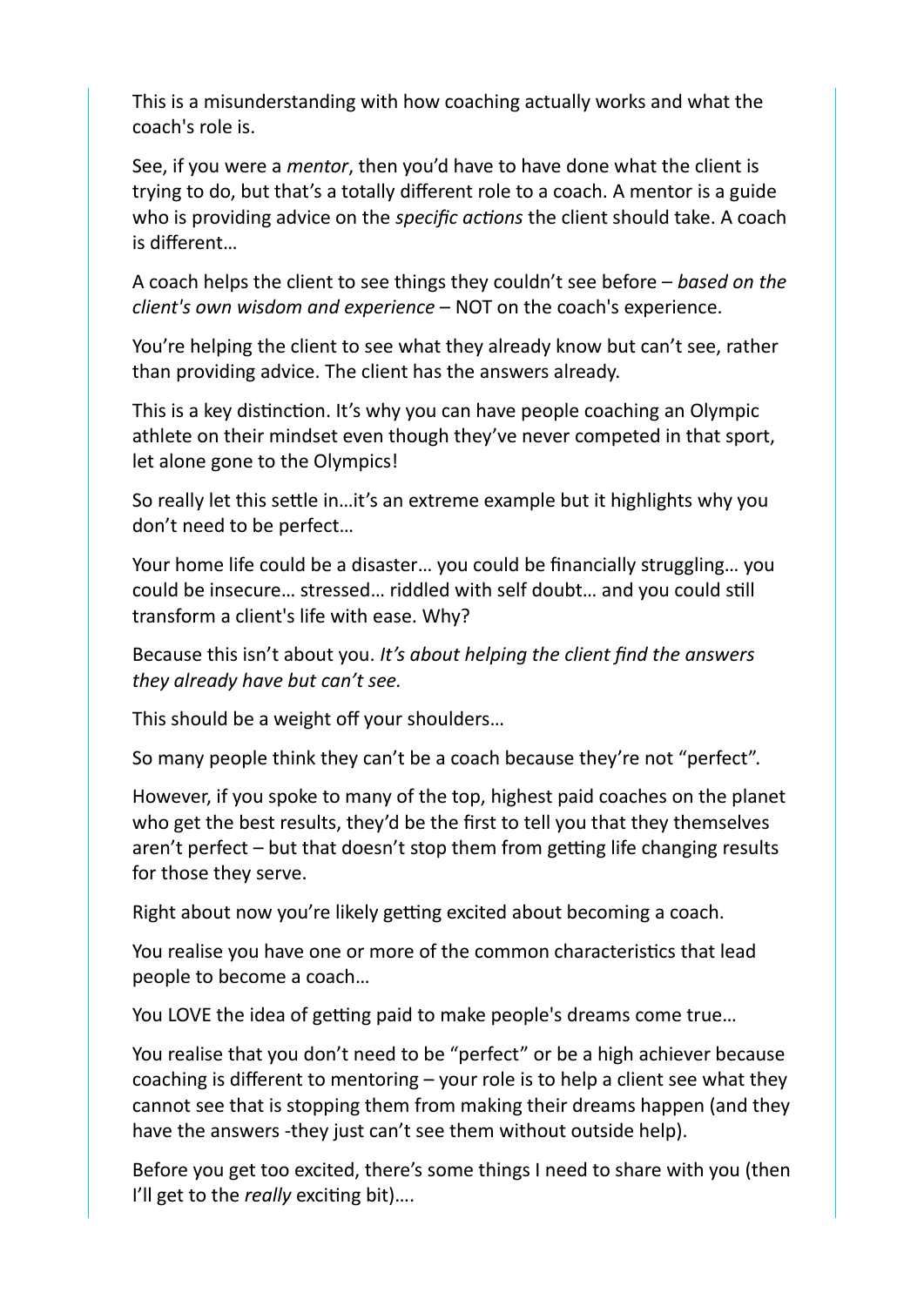This is a misunderstanding with how coaching actually works and what the coach's role is.

See, if you were a *mentor*, then you'd have to have done what the client is trying to do, but that's a totally different role to a coach. A mentor is a guide who is providing advice on the *specific actions* the client should take. A coach is different…

A coach helps the client to see things they couldn't see before – *based on the client's own wisdom and experience* – NOT on the coach's experience.

You're helping the client to see what they already know but can't see, rather than providing advice. The client has the answers already.

This is a key distinction. It's why you can have people coaching an Olympic athlete on their mindset even though they've never competed in that sport, let alone gone to the Olympics!

So really let this settle in…it's an extreme example but it highlights why you don't need to be perfect…

Your home life could be a disaster… you could be financially struggling… you could be insecure… stressed… riddled with self doubt… and you could still transform a client's life with ease. Why?

Because this isn't about you. *It's about helping the client find the answers they already have but can't see.*

This should be a weight off your shoulders…

So many people think they can't be a coach because they're not "perfect".

However, if you spoke to many of the top, highest paid coaches on the planet who get the best results, they'd be the first to tell you that they themselves aren't perfect – but that doesn't stop them from getting life changing results for those they serve.

Right about now you're likely getting excited about becoming a coach.

You realise you have one or more of the common characteristics that lead people to become a coach…

You LOVE the idea of getting paid to make people's dreams come true…

You realise that you don't need to be "perfect" or be a high achiever because coaching is different to mentoring – your role is to help a client see what they cannot see that is stopping them from making their dreams happen (and they have the answers -they just can't see them without outside help).

Before you get too excited, there's some things I need to share with you (then I'll get to the *really* exciting bit)….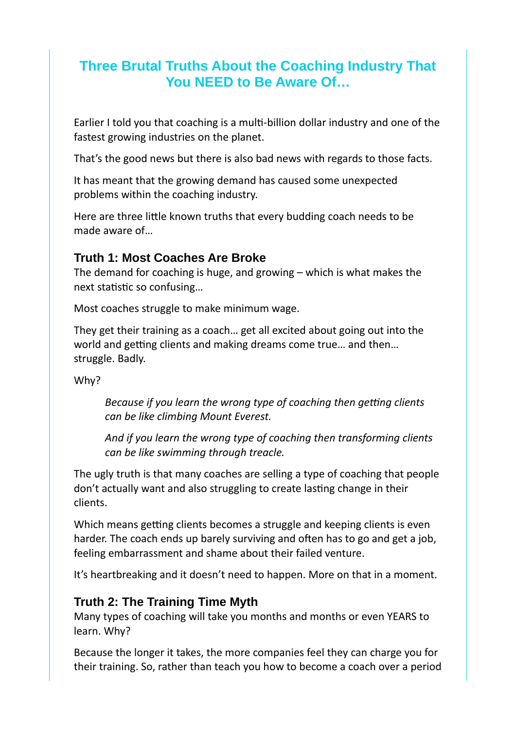# Three Brutal Truths About the Coaching Industry That You NEED to Be Aware Of…

Earlier I told you that coaching is a multi-billion dollar industry and one of the fastest growing industries on the planet.

That's the good news but there is also bad news with regards to those facts.

It has meant that the growing demand has caused some unexpected problems within the coaching industry.

Here are three little known truths that every budding coach needs to be made aware of…

## Truth 1: Most Coaches Are Broke

The demand for coaching is huge, and growing – which is what makes the next statistic so confusing…

Most coaches struggle to make minimum wage.

They get their training as a coach… get all excited about going out into the world and getting clients and making dreams come true… and then… struggle. Badly.

Why?

> *Because if you learn the wrong type of coaching then getting clients can be like climbing Mount Everest.*
>
> *And if you learn the wrong type of coaching then transforming clients can be like swimming through treacle.*

The ugly truth is that many coaches are selling a type of coaching that people don't actually want and also struggling to create lasting change in their clients.

Which means getting clients becomes a struggle and keeping clients is even harder. The coach ends up barely surviving and often has to go and get a job, feeling embarrassment and shame about their failed venture.

It's heartbreaking and it doesn't need to happen. More on that in a moment.

## Truth 2: The Training Time Myth

Many types of coaching will take you months and months or even YEARS to learn. Why?

Because the longer it takes, the more companies feel they can charge you for their training. So, rather than teach you how to become a coach over a period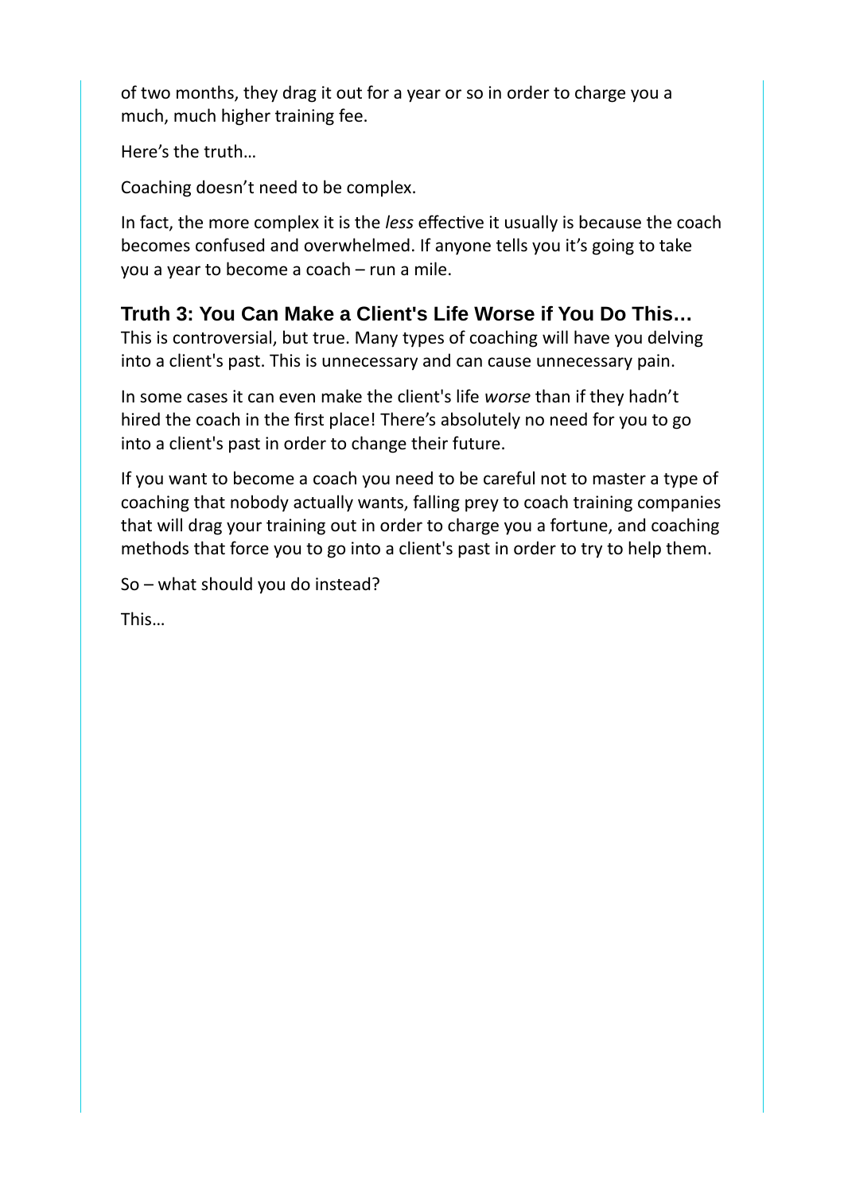of two months, they drag it out for a year or so in order to charge you a much, much higher training fee.

Here's the truth…

Coaching doesn't need to be complex.

In fact, the more complex it is the *less* effective it usually is because the coach becomes confused and overwhelmed. If anyone tells you it's going to take you a year to become a coach – run a mile.

## Truth 3: You Can Make a Client's Life Worse if You Do This…

This is controversial, but true. Many types of coaching will have you delving into a client's past. This is unnecessary and can cause unnecessary pain.

In some cases it can even make the client's life *worse* than if they hadn't hired the coach in the first place! There's absolutely no need for you to go into a client's past in order to change their future.

If you want to become a coach you need to be careful not to master a type of coaching that nobody actually wants, falling prey to coach training companies that will drag your training out in order to charge you a fortune, and coaching methods that force you to go into a client's past in order to try to help them.

So – what should you do instead?

This…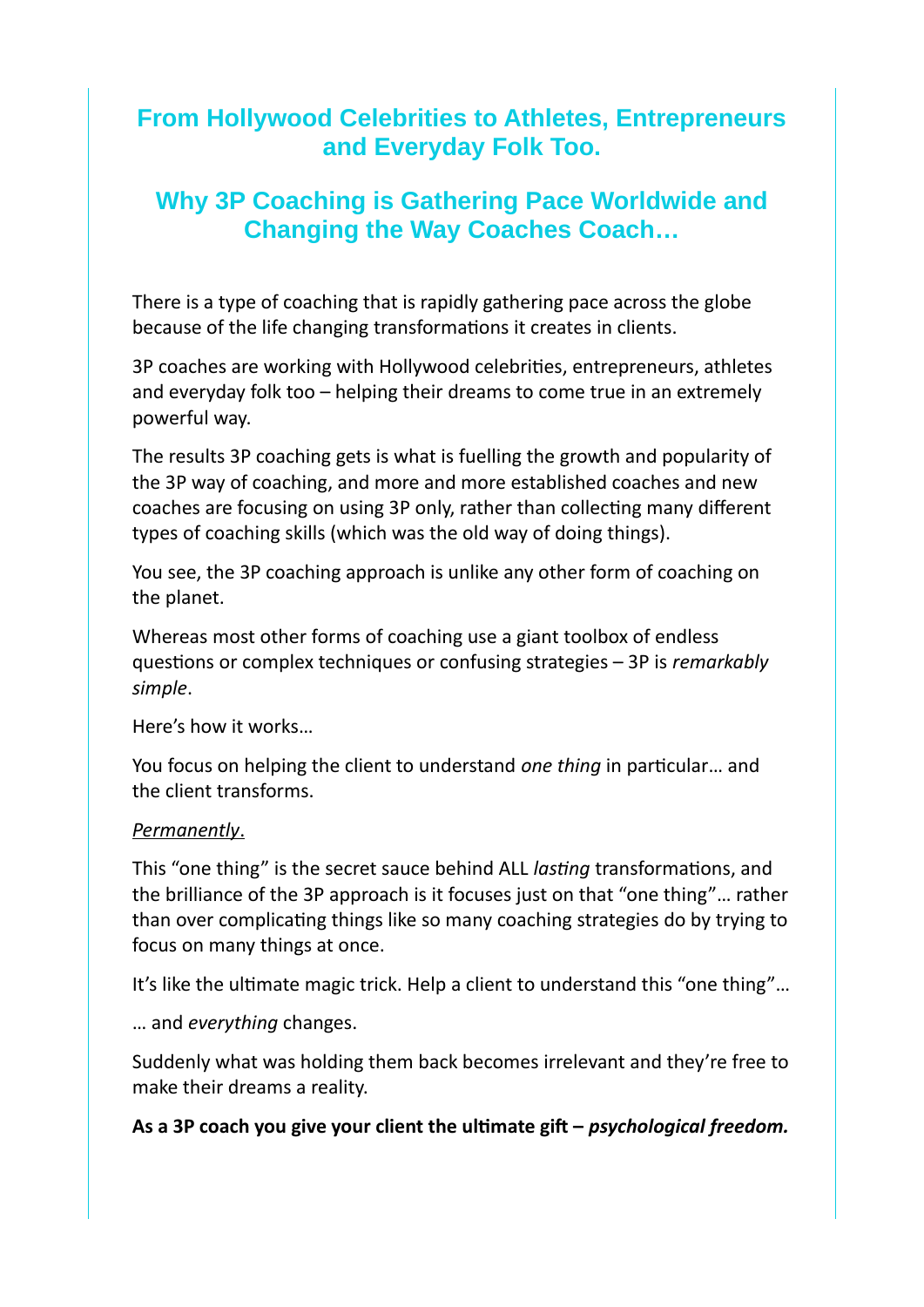## From Hollywood Celebrities to Athletes, Entrepreneurs and Everyday Folk Too.

## Why 3P Coaching is Gathering Pace Worldwide and Changing the Way Coaches Coach…

There is a type of coaching that is rapidly gathering pace across the globe because of the life changing transformations it creates in clients.

3P coaches are working with Hollywood celebrities, entrepreneurs, athletes and everyday folk too – helping their dreams to come true in an extremely powerful way.

The results 3P coaching gets is what is fuelling the growth and popularity of the 3P way of coaching, and more and more established coaches and new coaches are focusing on using 3P only, rather than collecting many different types of coaching skills (which was the old way of doing things).

You see, the 3P coaching approach is unlike any other form of coaching on the planet.

Whereas most other forms of coaching use a giant toolbox of endless questions or complex techniques or confusing strategies – 3P is *remarkably simple*.

Here's how it works…

You focus on helping the client to understand *one thing* in particular… and the client transforms.

*Permanently*.

This "one thing" is the secret sauce behind ALL *lasting* transformations, and the brilliance of the 3P approach is it focuses just on that "one thing"… rather than over complicating things like so many coaching strategies do by trying to focus on many things at once.

It's like the ultimate magic trick. Help a client to understand this "one thing"…

… and *everything* changes.

Suddenly what was holding them back becomes irrelevant and they're free to make their dreams a reality.

**As a 3P coach you give your client the ultimate gift – *psychological freedom.***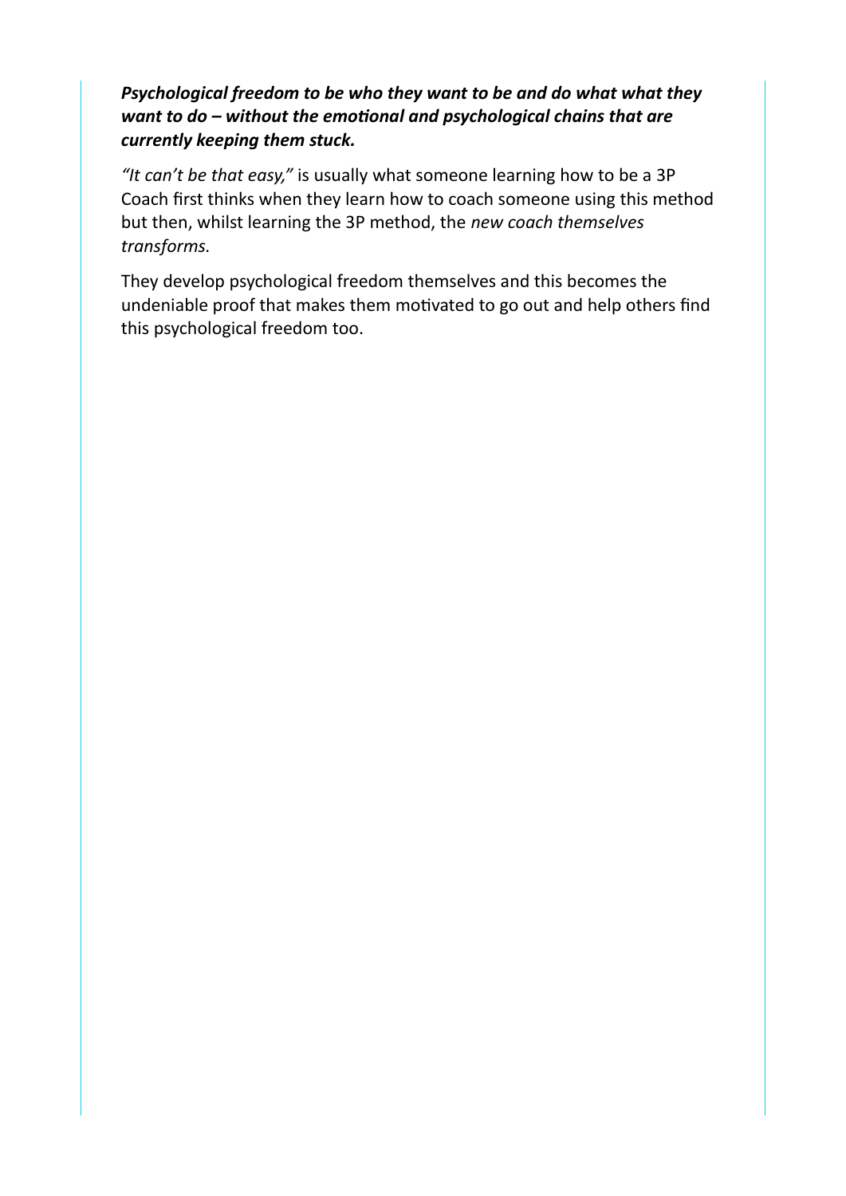***Psychological freedom to be who they want to be and do what what they want to do – without the emotional and psychological chains that are currently keeping them stuck.***

*"It can't be that easy,"* is usually what someone learning how to be a 3P Coach first thinks when they learn how to coach someone using this method but then, whilst learning the 3P method, the *new coach themselves transforms.*

They develop psychological freedom themselves and this becomes the undeniable proof that makes them motivated to go out and help others find this psychological freedom too.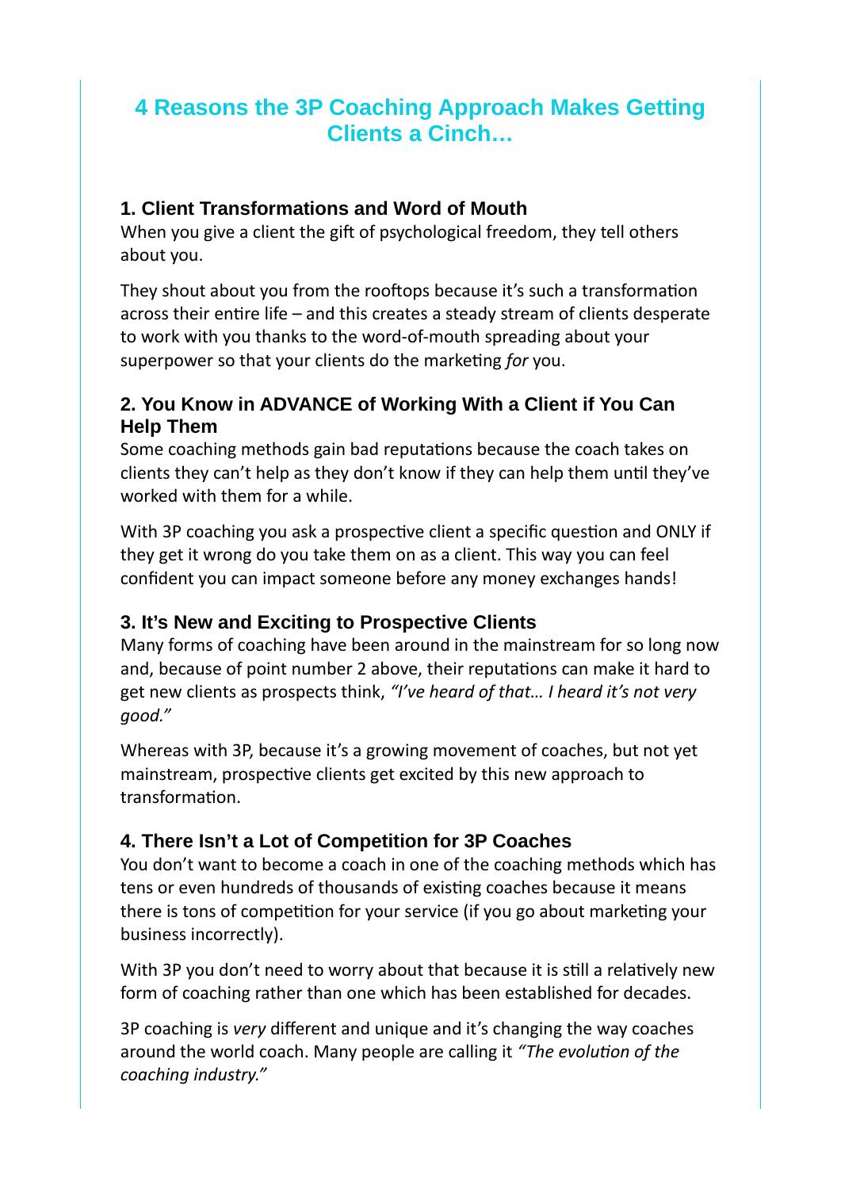# 4 Reasons the 3P Coaching Approach Makes Getting Clients a Cinch…

### 1. Client Transformations and Word of Mouth

When you give a client the gift of psychological freedom, they tell others about you.

They shout about you from the rooftops because it's such a transformation across their entire life – and this creates a steady stream of clients desperate to work with you thanks to the word-of-mouth spreading about your superpower so that your clients do the marketing *for* you.

### 2. You Know in ADVANCE of Working With a Client if You Can Help Them

Some coaching methods gain bad reputations because the coach takes on clients they can't help as they don't know if they can help them until they've worked with them for a while.

With 3P coaching you ask a prospective client a specific question and ONLY if they get it wrong do you take them on as a client. This way you can feel confident you can impact someone before any money exchanges hands!

### 3. It's New and Exciting to Prospective Clients

Many forms of coaching have been around in the mainstream for so long now and, because of point number 2 above, their reputations can make it hard to get new clients as prospects think, *"I've heard of that… I heard it's not very good."*

Whereas with 3P, because it's a growing movement of coaches, but not yet mainstream, prospective clients get excited by this new approach to transformation.

### 4. There Isn't a Lot of Competition for 3P Coaches

You don't want to become a coach in one of the coaching methods which has tens or even hundreds of thousands of existing coaches because it means there is tons of competition for your service (if you go about marketing your business incorrectly).

With 3P you don't need to worry about that because it is still a relatively new form of coaching rather than one which has been established for decades.

3P coaching is *very* different and unique and it's changing the way coaches around the world coach. Many people are calling it *"The evolution of the coaching industry."*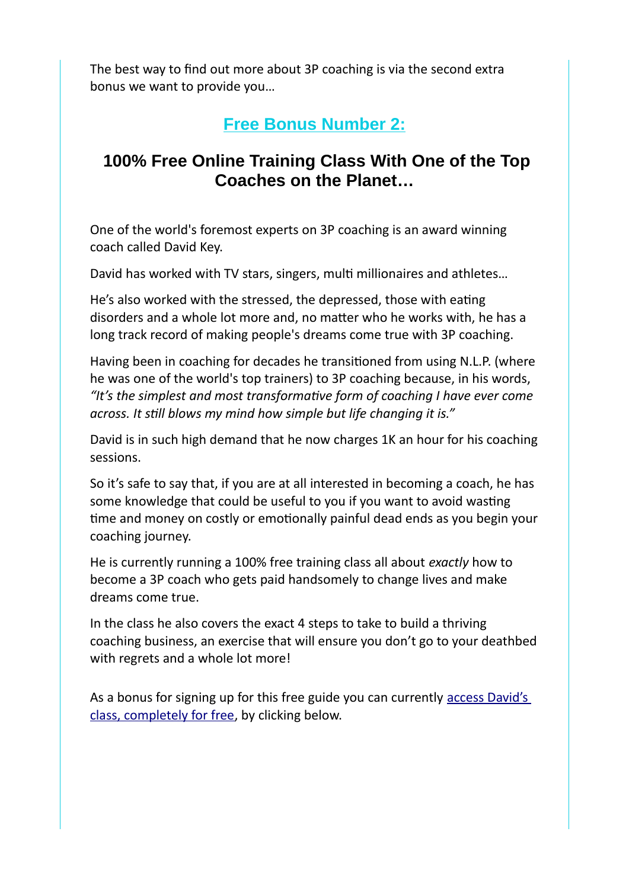The best way to find out more about 3P coaching is via the second extra bonus we want to provide you…

## Free Bonus Number 2:

## 100% Free Online Training Class With One of the Top Coaches on the Planet…

One of the world's foremost experts on 3P coaching is an award winning coach called David Key.

David has worked with TV stars, singers, multi millionaires and athletes…

He's also worked with the stressed, the depressed, those with eating disorders and a whole lot more and, no matter who he works with, he has a long track record of making people's dreams come true with 3P coaching.

Having been in coaching for decades he transitioned from using N.L.P. (where he was one of the world's top trainers) to 3P coaching because, in his words, *"It's the simplest and most transformative form of coaching I have ever come across. It still blows my mind how simple but life changing it is."*

David is in such high demand that he now charges 1K an hour for his coaching sessions.

So it's safe to say that, if you are at all interested in becoming a coach, he has some knowledge that could be useful to you if you want to avoid wasting time and money on costly or emotionally painful dead ends as you begin your coaching journey.

He is currently running a 100% free training class all about *exactly* how to become a 3P coach who gets paid handsomely to change lives and make dreams come true.

In the class he also covers the exact 4 steps to take to build a thriving coaching business, an exercise that will ensure you don't go to your deathbed with regrets and a whole lot more!

As a bonus for signing up for this free guide you can currently access David's class, completely for free, by clicking below.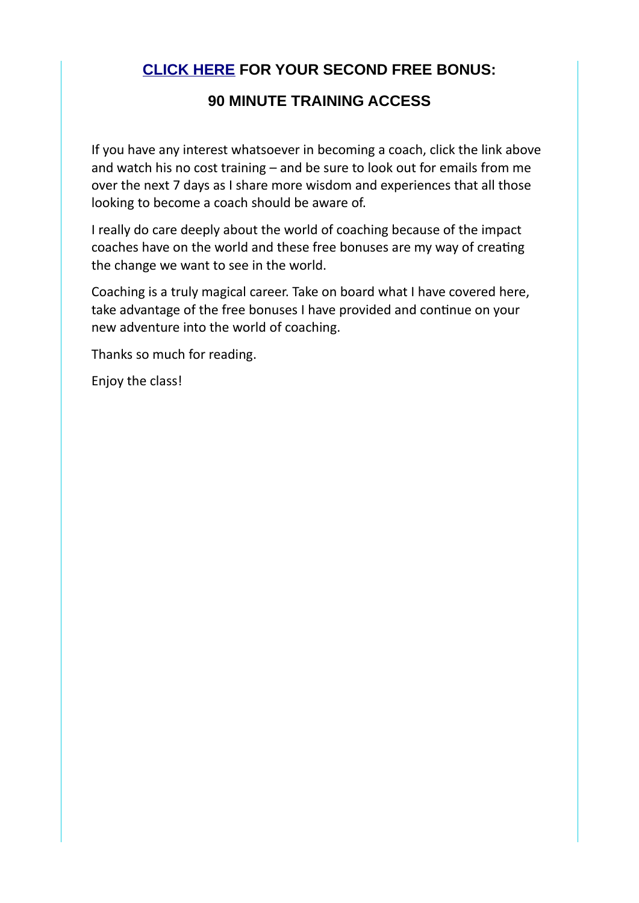**CLICK HERE FOR YOUR SECOND FREE BONUS:**

**90 MINUTE TRAINING ACCESS**

If you have any interest whatsoever in becoming a coach, click the link above and watch his no cost training – and be sure to look out for emails from me over the next 7 days as I share more wisdom and experiences that all those looking to become a coach should be aware of.

I really do care deeply about the world of coaching because of the impact coaches have on the world and these free bonuses are my way of creating the change we want to see in the world.

Coaching is a truly magical career. Take on board what I have covered here, take advantage of the free bonuses I have provided and continue on your new adventure into the world of coaching.

Thanks so much for reading.

Enjoy the class!